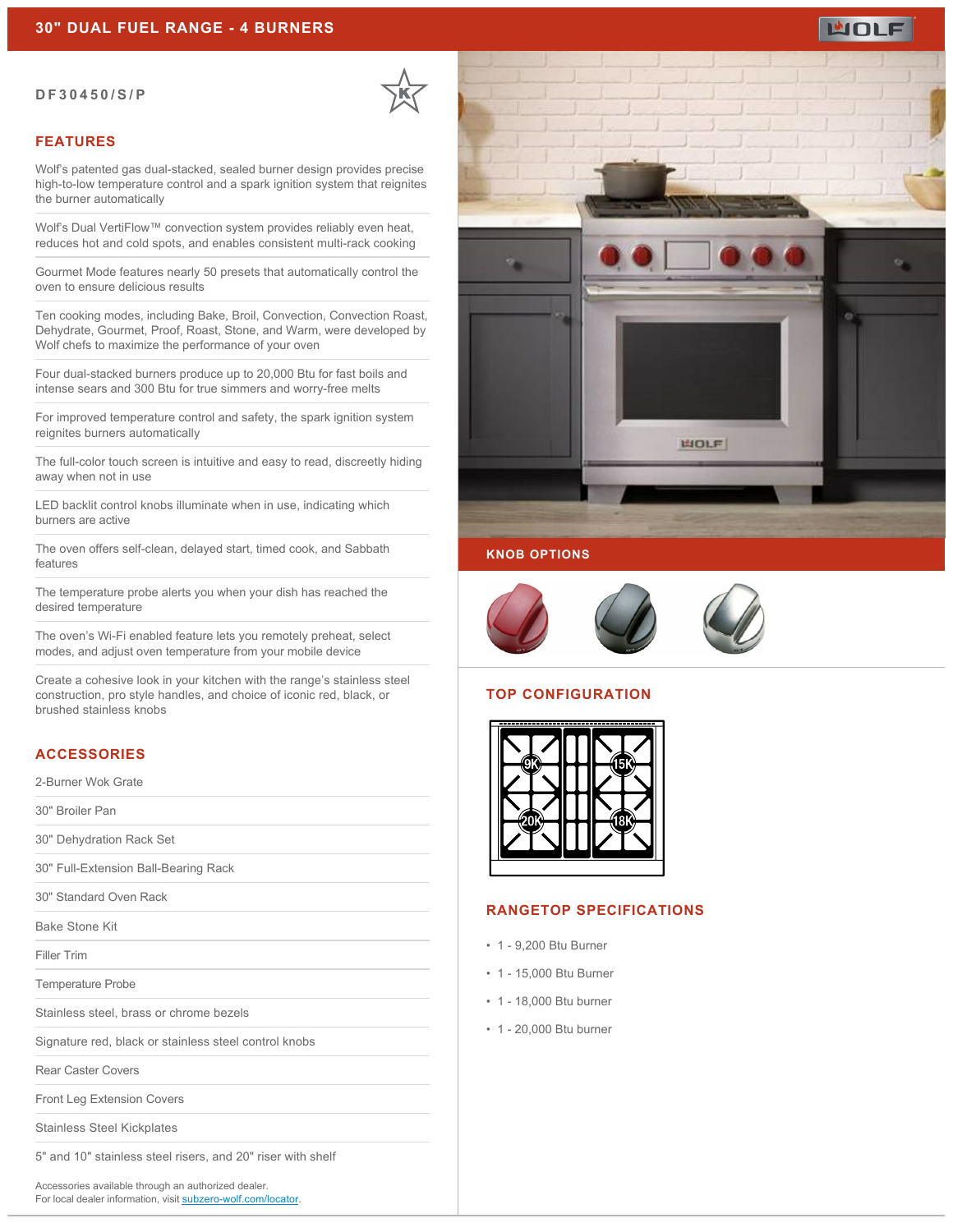# 30" DUAL FUEL RANGE - 4 BURNERS

**DF30450/S/P**

## FEATURES

Wolf's patented gas dual-stacked, sealed burner design provides precise high-to-low temperature control and a spark ignition system that reignites the burner automatically

Wolf's Dual VertiFlow™ convection system provides reliably even heat, reduces hot and cold spots, and enables consistent multi-rack cooking

Gourmet Mode features nearly 50 presets that automatically control the oven to ensure delicious results

Ten cooking modes, including Bake, Broil, Convection, Convection Roast, Dehydrate, Gourmet, Proof, Roast, Stone, and Warm, were developed by Wolf chefs to maximize the performance of your oven

Four dual-stacked burners produce up to 20,000 Btu for fast boils and intense sears and 300 Btu for true simmers and worry-free melts

For improved temperature control and safety, the spark ignition system reignites burners automatically

The full-color touch screen is intuitive and easy to read, discreetly hiding away when not in use

LED backlit control knobs illuminate when in use, indicating which burners are active

The oven offers self-clean, delayed start, timed cook, and Sabbath features

The temperature probe alerts you when your dish has reached the desired temperature

The oven's Wi-Fi enabled feature lets you remotely preheat, select modes, and adjust oven temperature from your mobile device

Create a cohesive look in your kitchen with the range's stainless steel construction, pro style handles, and choice of iconic red, black, or brushed stainless knobs

## ACCESSORIES

- 2-Burner Wok Grate
- 30" Broiler Pan
- 30" Dehydration Rack Set
- 30" Full-Extension Ball-Bearing Rack
- 30" Standard Oven Rack
- Bake Stone Kit
- Filler Trim
- Temperature Probe
- Stainless steel, brass or chrome bezels
- Signature red, black or stainless steel control knobs
- Rear Caster Covers
- Front Leg Extension Covers
- Stainless Steel Kickplates
- 5" and 10" stainless steel risers, and 20" riser with shelf

Accessories available through an authorized dealer.
For local dealer information, visit subzero-wolf.com/locator.

## KNOB OPTIONS

## TOP CONFIGURATION

9K, 15K, 20K, 18K

## RANGETOP SPECIFICATIONS

- 1 - 9,200 Btu Burner
- 1 - 15,000 Btu Burner
- 1 - 18,000 Btu burner
- 1 - 20,000 Btu burner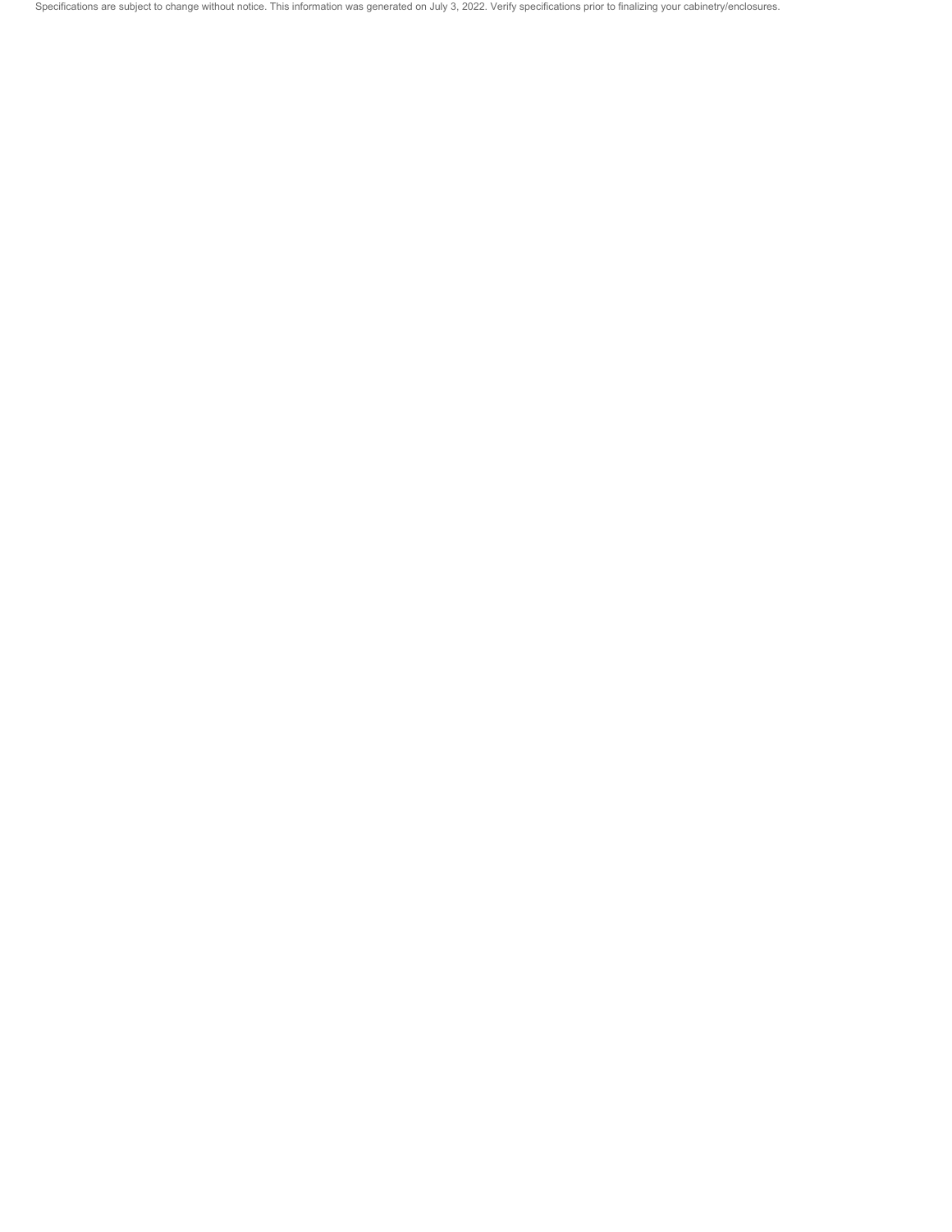Specifications are subject to change without notice. This information was generated on July 3, 2022. Verify specifications prior to finalizing your cabinetry/enclosures.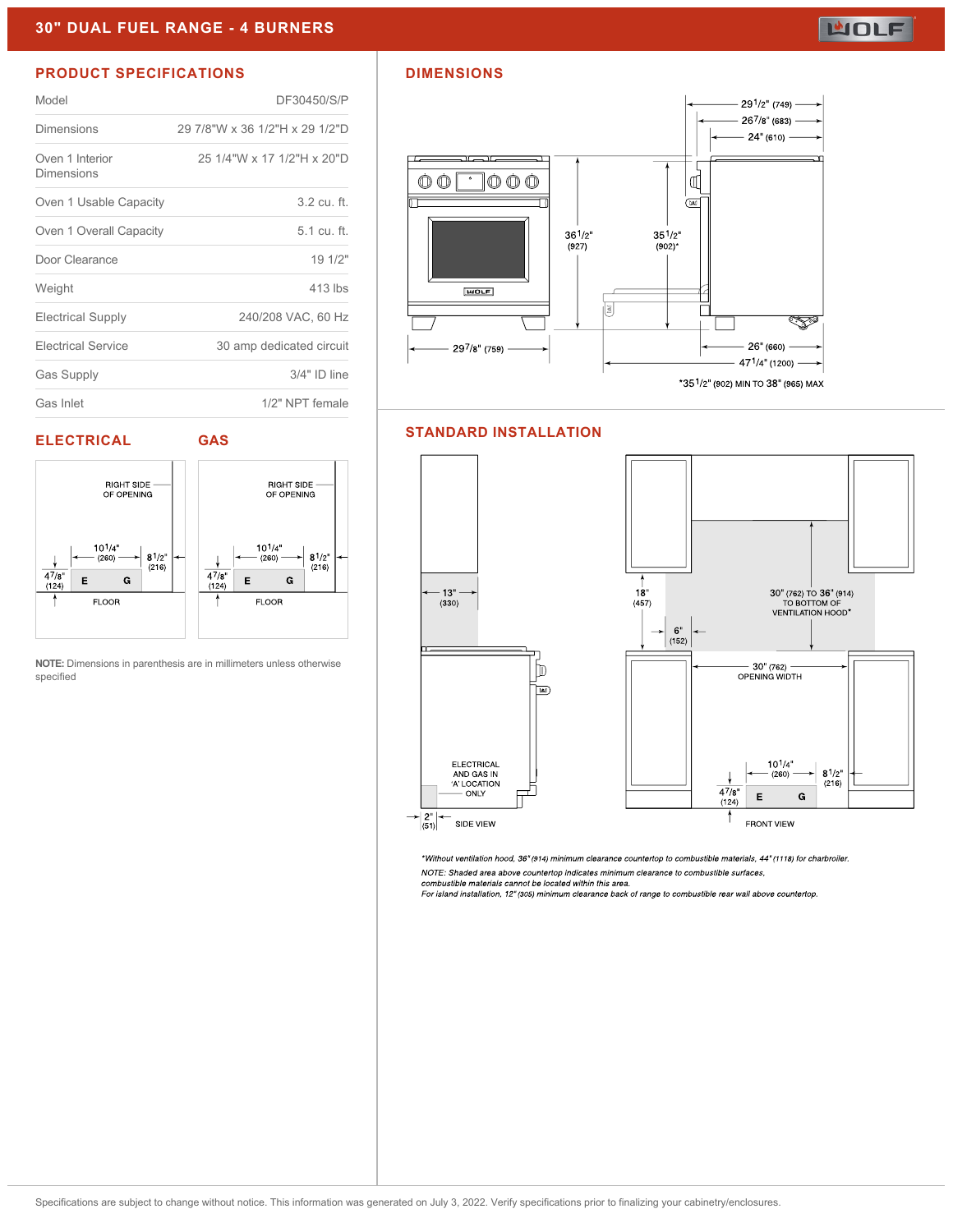# 30" DUAL FUEL RANGE - 4 BURNERS

## PRODUCT SPECIFICATIONS

| | |
|---|---|
| Model | DF30450/S/P |
| Dimensions | 29 7/8"W x 36 1/2"H x 29 1/2"D |
| Oven 1 Interior Dimensions | 25 1/4"W x 17 1/2"H x 20"D |
| Oven 1 Usable Capacity | 3.2 cu. ft. |
| Oven 1 Overall Capacity | 5.1 cu. ft. |
| Door Clearance | 19 1/2" |
| Weight | 413 lbs |
| Electrical Supply | 240/208 VAC, 60 Hz |
| Electrical Service | 30 amp dedicated circuit |
| Gas Supply | 3/4" ID line |
| Gas Inlet | 1/2" NPT female |

## ELECTRICAL

RIGHT SIDE OF OPENING

10 1/4" (260)

8 1/2" (216)

4 7/8" (124)

E G

FLOOR

## GAS

RIGHT SIDE OF OPENING

10 1/4" (260)

8 1/2" (216)

4 7/8" (124)

E G

FLOOR

**NOTE:** Dimensions in parenthesis are in millimeters unless otherwise specified

## DIMENSIONS

29 1/2" (749)

26 7/8" (683)

24" (610)

36 1/2" (927)

35 1/2" (902)*

29 7/8" (759)

26" (660)

47 1/4" (1200)

*35 1/2" (902) MIN TO 38" (965) MAX

## STANDARD INSTALLATION

13" (330)

ELECTRICAL AND GAS IN 'A' LOCATION ONLY

2" (51)

SIDE VIEW

18" (457)

6" (152)

30" (762) TO 36" (914) TO BOTTOM OF VENTILATION HOOD*

30" (762) OPENING WIDTH

10 1/4" (260)

8 1/2" (216)

4 7/8" (124)

E G

FRONT VIEW

*Without ventilation hood, 36" (914) minimum clearance countertop to combustible materials, 44" (1118) for charbroiler.*

*NOTE: Shaded area above countertop indicates minimum clearance to combustible surfaces, combustible materials cannot be located within this area.*

*For island installation, 12" (305) minimum clearance back of range to combustible rear wall above countertop.*

Specifications are subject to change without notice. This information was generated on July 3, 2022. Verify specifications prior to finalizing your cabinetry/enclosures.